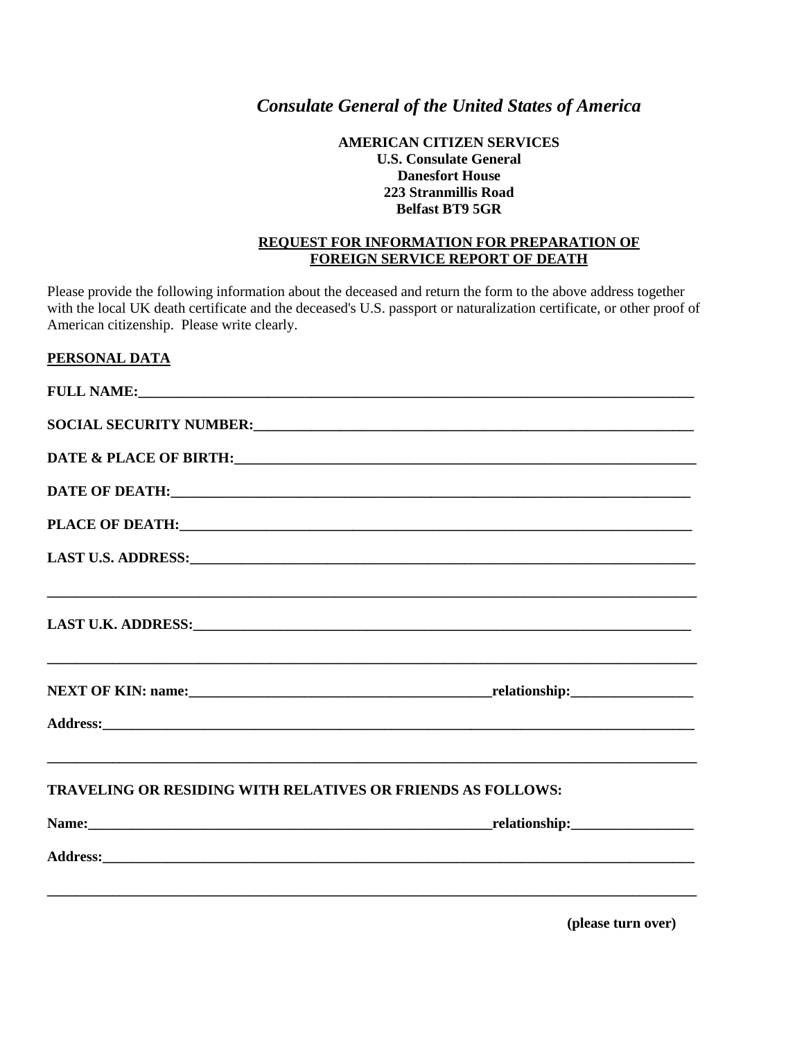# *Consulate General of the United States of America*

**AMERICAN CITIZEN SERVICES**
**U.S. Consulate General**
**Danesfort House**
**223 Stranmillis Road**
**Belfast BT9 5GR**

## REQUEST FOR INFORMATION FOR PREPARATION OF FOREIGN SERVICE REPORT OF DEATH

Please provide the following information about the deceased and return the form to the above address together with the local UK death certificate and the deceased's U.S. passport or naturalization certificate, or other proof of American citizenship. Please write clearly.

**PERSONAL DATA**

**FULL NAME:**_______________________________________________________________________

**SOCIAL SECURITY NUMBER:**__________________________________________________________

**DATE & PLACE OF BIRTH:**____________________________________________________________

**DATE OF DEATH:**___________________________________________________________________

**PLACE OF DEATH:**__________________________________________________________________

**LAST U.S. ADDRESS:**_______________________________________________________________

_____________________________________________________________________________________

**LAST U.K. ADDRESS:**_______________________________________________________________

_____________________________________________________________________________________

**NEXT OF KIN: name:**____________________________________**relationship:**_______________

**Address:**_________________________________________________________________________

_____________________________________________________________________________________

**TRAVELING OR RESIDING WITH RELATIVES OR FRIENDS AS FOLLOWS:**

**Name:**______________________________________________________**relationship:**_______________

**Address:**_________________________________________________________________________

_____________________________________________________________________________________

**(please turn over)**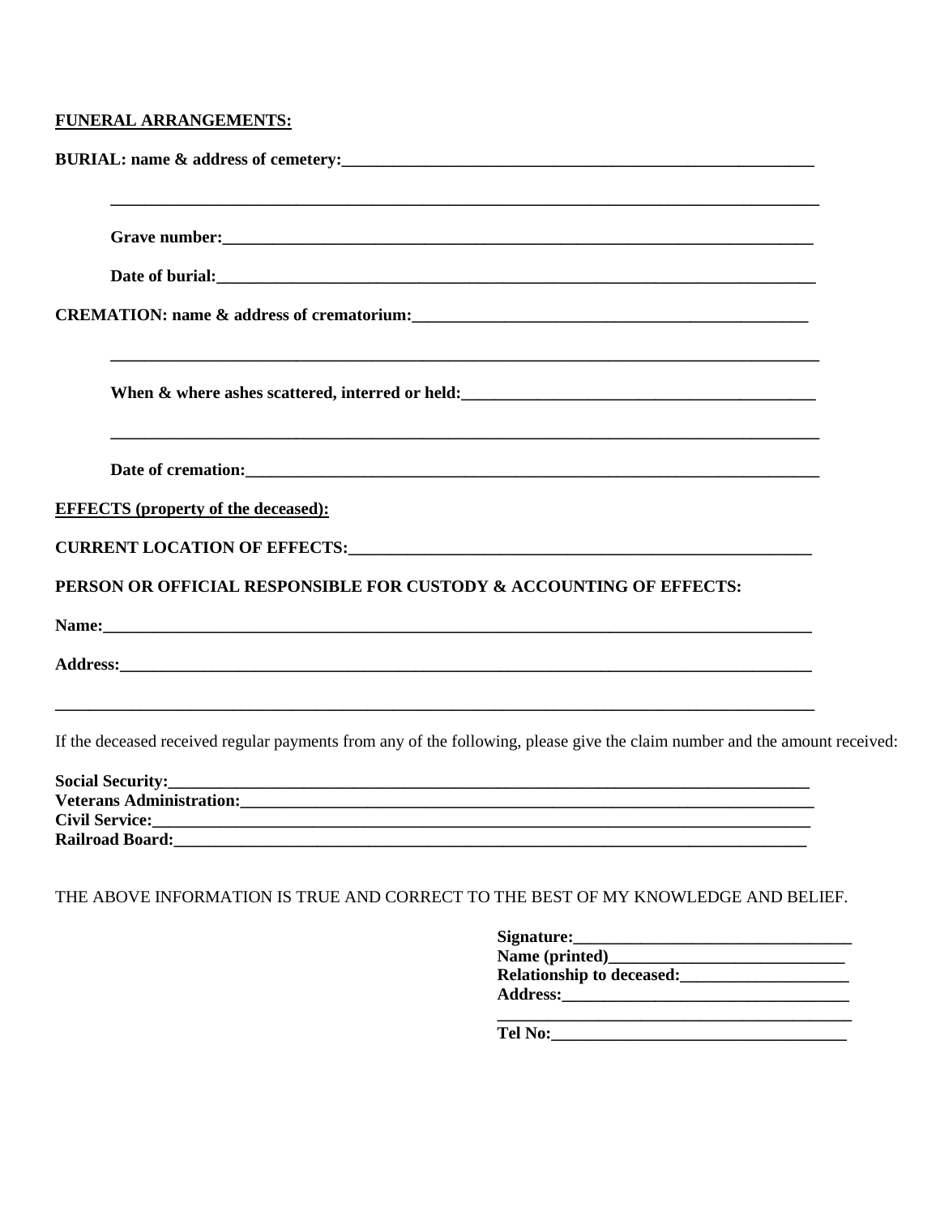**FUNERAL ARRANGEMENTS:**

**BURIAL: name & address of cemetery:**______________________________________________________________

______________________________________________________________________________

**Grave number:**______________________________________________________________

**Date of burial:**______________________________________________________________

**CREMATION: name & address of crematorium:**______________________________________________

______________________________________________________________________________

**When & where ashes scattered, interred or held:**__________________________________________

______________________________________________________________________________

**Date of cremation:**__________________________________________________________

**EFFECTS (property of the deceased):**

**CURRENT LOCATION OF EFFECTS:**______________________________________________

**PERSON OR OFFICIAL RESPONSIBLE FOR CUSTODY & ACCOUNTING OF EFFECTS:**

**Name:**______________________________________________________________________

**Address:**____________________________________________________________________

______________________________________________________________________________

If the deceased received regular payments from any of the following, please give the claim number and the amount received:

**Social Security:**_____________________________________________________________
**Veterans Administration:**______________________________________________________
**Civil Service:**_______________________________________________________________
**Railroad Board:**_____________________________________________________________

THE ABOVE INFORMATION IS TRUE AND CORRECT TO THE BEST OF MY KNOWLEDGE AND BELIEF.

**Signature:**_______________________________
**Name (printed)**___________________________
**Relationship to deceased:**__________________
**Address:**__________________________________
_____________________________________________
**Tel No:**___________________________________